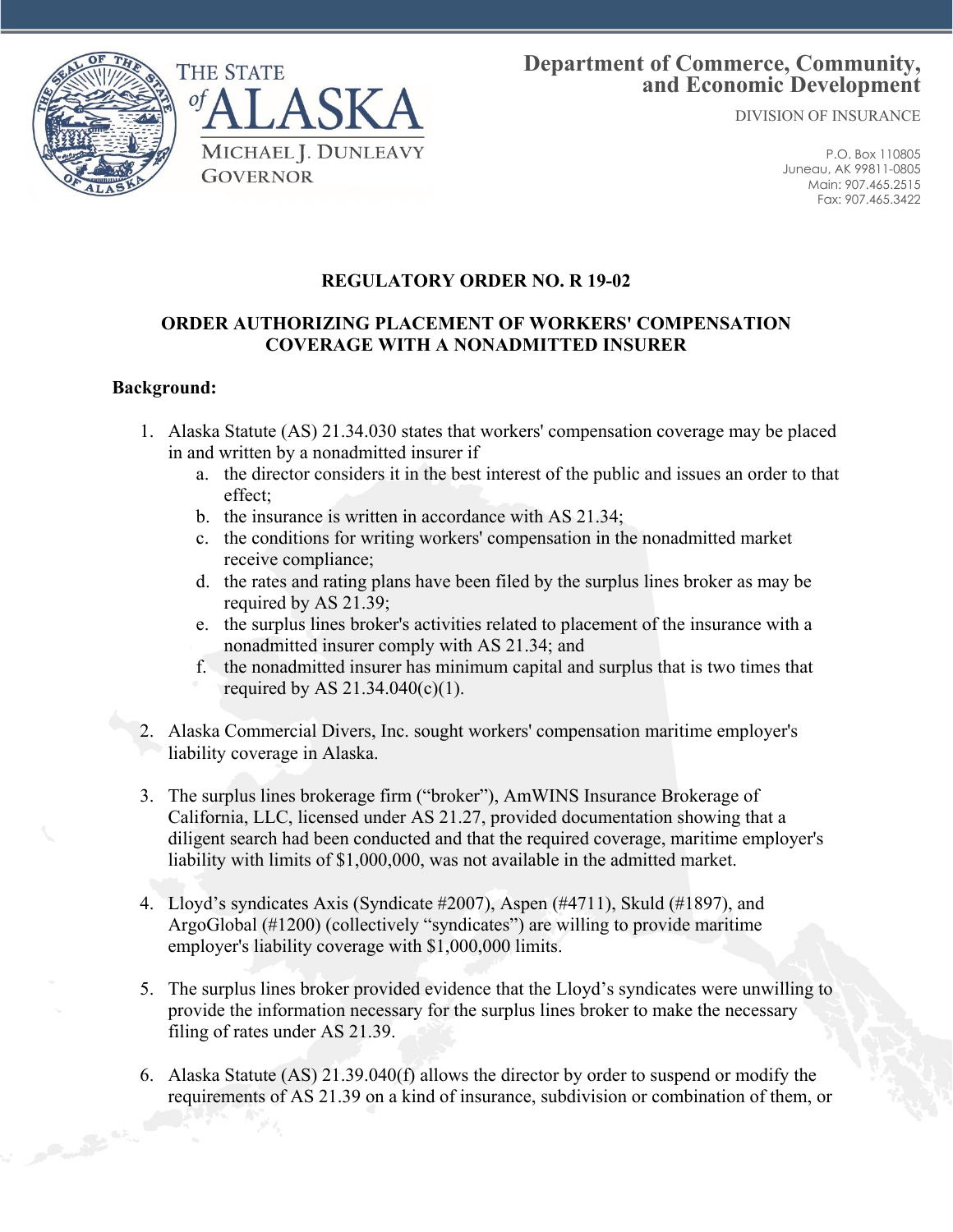THE STATE of ALASKA

MICHAEL J. DUNLEAVY
GOVERNOR

**Department of Commerce, Community, and Economic Development**

DIVISION OF INSURANCE

P.O. Box 110805
Juneau, AK 99811-0805
Main: 907.465.2515
Fax: 907.465.3422

**REGULATORY ORDER NO. R 19-02**

**ORDER AUTHORIZING PLACEMENT OF WORKERS' COMPENSATION COVERAGE WITH A NONADMITTED INSURER**

**Background:**

1. Alaska Statute (AS) 21.34.030 states that workers' compensation coverage may be placed in and written by a nonadmitted insurer if
   a. the director considers it in the best interest of the public and issues an order to that effect;
   b. the insurance is written in accordance with AS 21.34;
   c. the conditions for writing workers' compensation in the nonadmitted market receive compliance;
   d. the rates and rating plans have been filed by the surplus lines broker as may be required by AS 21.39;
   e. the surplus lines broker's activities related to placement of the insurance with a nonadmitted insurer comply with AS 21.34; and
   f. the nonadmitted insurer has minimum capital and surplus that is two times that required by AS 21.34.040(c)(1).

2. Alaska Commercial Divers, Inc. sought workers' compensation maritime employer's liability coverage in Alaska.

3. The surplus lines brokerage firm ("broker"), AmWINS Insurance Brokerage of California, LLC, licensed under AS 21.27, provided documentation showing that a diligent search had been conducted and that the required coverage, maritime employer's liability with limits of $1,000,000, was not available in the admitted market.

4. Lloyd's syndicates Axis (Syndicate #2007), Aspen (#4711), Skuld (#1897), and ArgoGlobal (#1200) (collectively "syndicates") are willing to provide maritime employer's liability coverage with $1,000,000 limits.

5. The surplus lines broker provided evidence that the Lloyd's syndicates were unwilling to provide the information necessary for the surplus lines broker to make the necessary filing of rates under AS 21.39.

6. Alaska Statute (AS) 21.39.040(f) allows the director by order to suspend or modify the requirements of AS 21.39 on a kind of insurance, subdivision or combination of them, or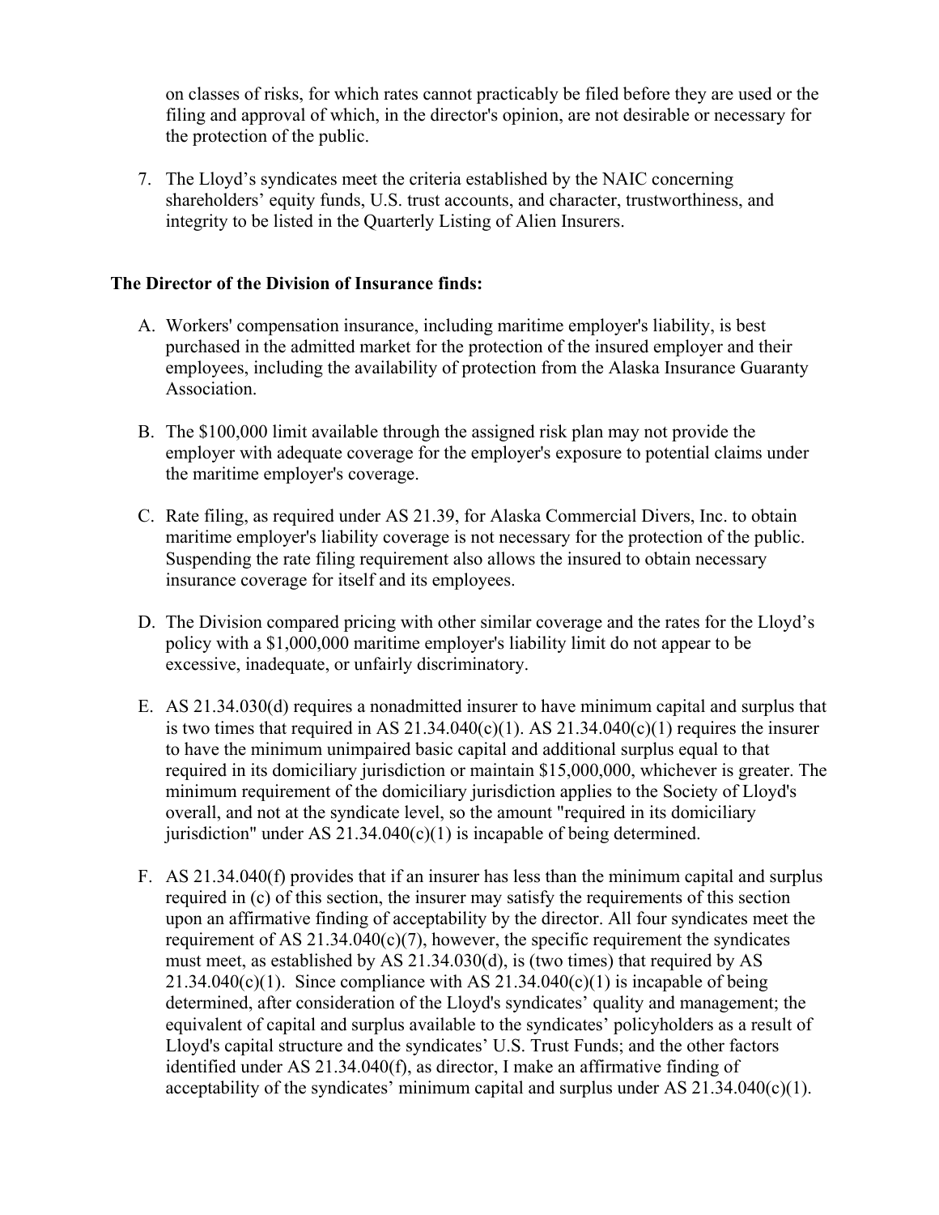on classes of risks, for which rates cannot practicably be filed before they are used or the filing and approval of which, in the director's opinion, are not desirable or necessary for the protection of the public.

7. The Lloyd's syndicates meet the criteria established by the NAIC concerning shareholders' equity funds, U.S. trust accounts, and character, trustworthiness, and integrity to be listed in the Quarterly Listing of Alien Insurers.

**The Director of the Division of Insurance finds:**

A. Workers' compensation insurance, including maritime employer's liability, is best purchased in the admitted market for the protection of the insured employer and their employees, including the availability of protection from the Alaska Insurance Guaranty Association.

B. The $100,000 limit available through the assigned risk plan may not provide the employer with adequate coverage for the employer's exposure to potential claims under the maritime employer's coverage.

C. Rate filing, as required under AS 21.39, for Alaska Commercial Divers, Inc. to obtain maritime employer's liability coverage is not necessary for the protection of the public. Suspending the rate filing requirement also allows the insured to obtain necessary insurance coverage for itself and its employees.

D. The Division compared pricing with other similar coverage and the rates for the Lloyd's policy with a $1,000,000 maritime employer's liability limit do not appear to be excessive, inadequate, or unfairly discriminatory.

E. AS 21.34.030(d) requires a nonadmitted insurer to have minimum capital and surplus that is two times that required in AS 21.34.040(c)(1). AS 21.34.040(c)(1) requires the insurer to have the minimum unimpaired basic capital and additional surplus equal to that required in its domiciliary jurisdiction or maintain $15,000,000, whichever is greater. The minimum requirement of the domiciliary jurisdiction applies to the Society of Lloyd's overall, and not at the syndicate level, so the amount "required in its domiciliary jurisdiction" under AS 21.34.040(c)(1) is incapable of being determined.

F. AS 21.34.040(f) provides that if an insurer has less than the minimum capital and surplus required in (c) of this section, the insurer may satisfy the requirements of this section upon an affirmative finding of acceptability by the director. All four syndicates meet the requirement of AS 21.34.040(c)(7), however, the specific requirement the syndicates must meet, as established by AS 21.34.030(d), is (two times) that required by AS 21.34.040(c)(1). Since compliance with AS 21.34.040(c)(1) is incapable of being determined, after consideration of the Lloyd's syndicates' quality and management; the equivalent of capital and surplus available to the syndicates' policyholders as a result of Lloyd's capital structure and the syndicates' U.S. Trust Funds; and the other factors identified under AS 21.34.040(f), as director, I make an affirmative finding of acceptability of the syndicates' minimum capital and surplus under AS 21.34.040(c)(1).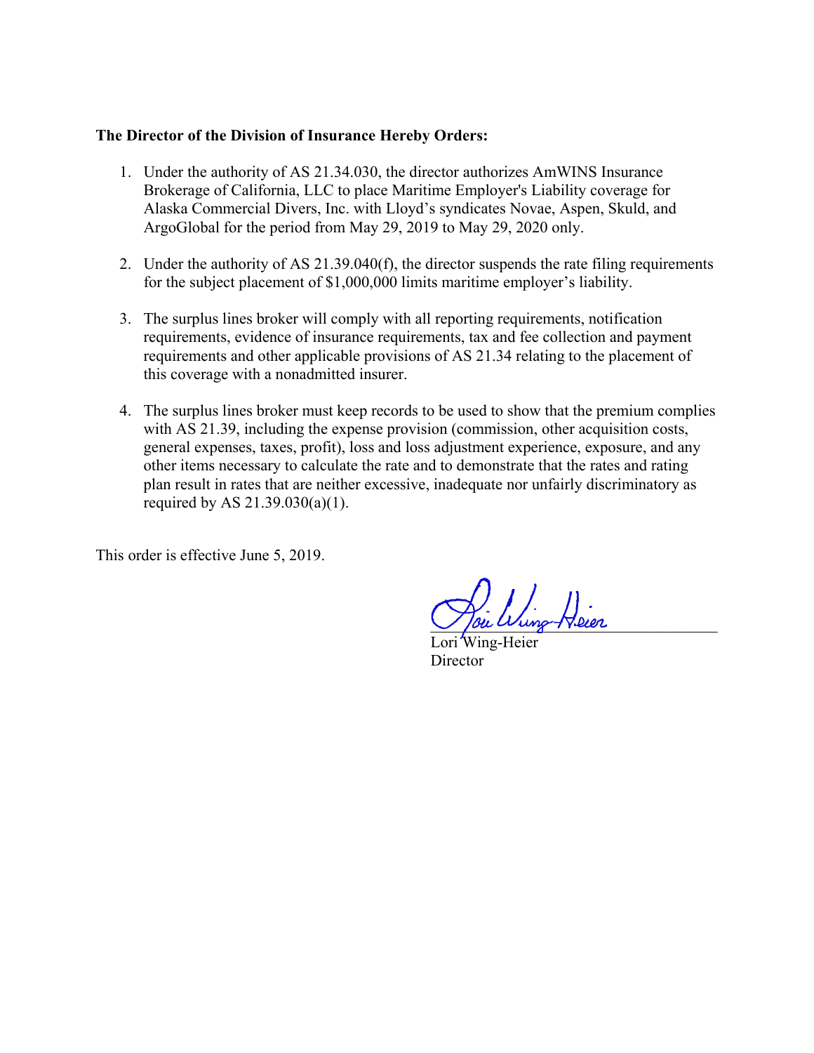**The Director of the Division of Insurance Hereby Orders:**

1. Under the authority of AS 21.34.030, the director authorizes AmWINS Insurance Brokerage of California, LLC to place Maritime Employer's Liability coverage for Alaska Commercial Divers, Inc. with Lloyd's syndicates Novae, Aspen, Skuld, and ArgoGlobal for the period from May 29, 2019 to May 29, 2020 only.

2. Under the authority of AS 21.39.040(f), the director suspends the rate filing requirements for the subject placement of $1,000,000 limits maritime employer's liability.

3. The surplus lines broker will comply with all reporting requirements, notification requirements, evidence of insurance requirements, tax and fee collection and payment requirements and other applicable provisions of AS 21.34 relating to the placement of this coverage with a nonadmitted insurer.

4. The surplus lines broker must keep records to be used to show that the premium complies with AS 21.39, including the expense provision (commission, other acquisition costs, general expenses, taxes, profit), loss and loss adjustment experience, exposure, and any other items necessary to calculate the rate and to demonstrate that the rates and rating plan result in rates that are neither excessive, inadequate nor unfairly discriminatory as required by AS 21.39.030(a)(1).

This order is effective June 5, 2019.

Lori Wing-Heier
Director